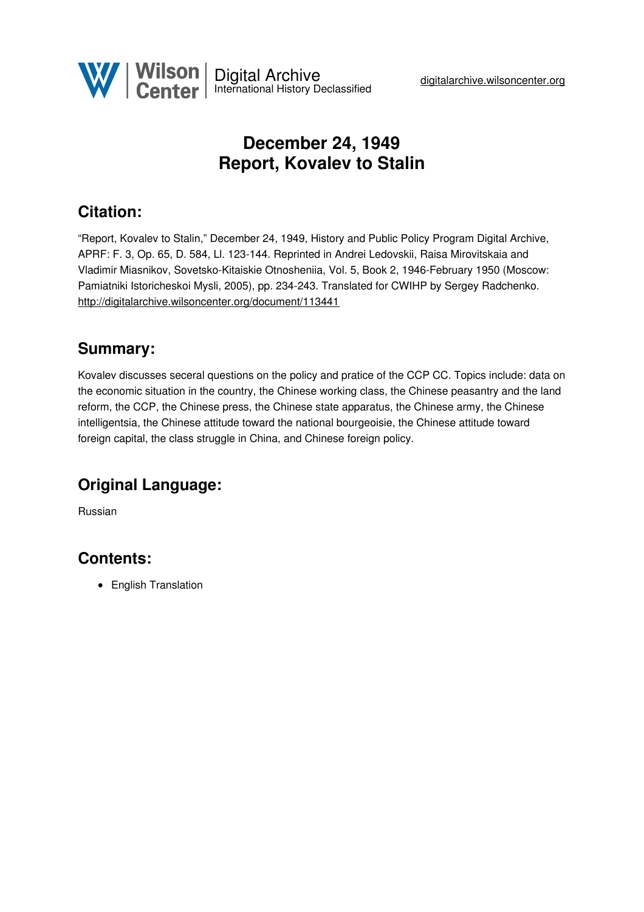# December 24, 1949
# Report, Kovalev to Stalin

## Citation:

"Report, Kovalev to Stalin," December 24, 1949, History and Public Policy Program Digital Archive, APRF: F. 3, Op. 65, D. 584, Ll. 123-144. Reprinted in Andrei Ledovskii, Raisa Mirovitskaia and Vladimir Miasnikov, Sovetsko-Kitaiskie Otnosheniia, Vol. 5, Book 2, 1946-February 1950 (Moscow: Pamiatniki Istoricheskoi Mysli, 2005), pp. 234-243. Translated for CWIHP by Sergey Radchenko.
http://digitalarchive.wilsoncenter.org/document/113441

## Summary:

Kovalev discusses seceral questions on the policy and pratice of the CCP CC. Topics include: data on the economic situation in the country, the Chinese working class, the Chinese peasantry and the land reform, the CCP, the Chinese press, the Chinese state apparatus, the Chinese army, the Chinese intelligentsia, the Chinese attitude toward the national bourgeoisie, the Chinese attitude toward foreign capital, the class struggle in China, and Chinese foreign policy.

## Original Language:

Russian

## Contents:

- English Translation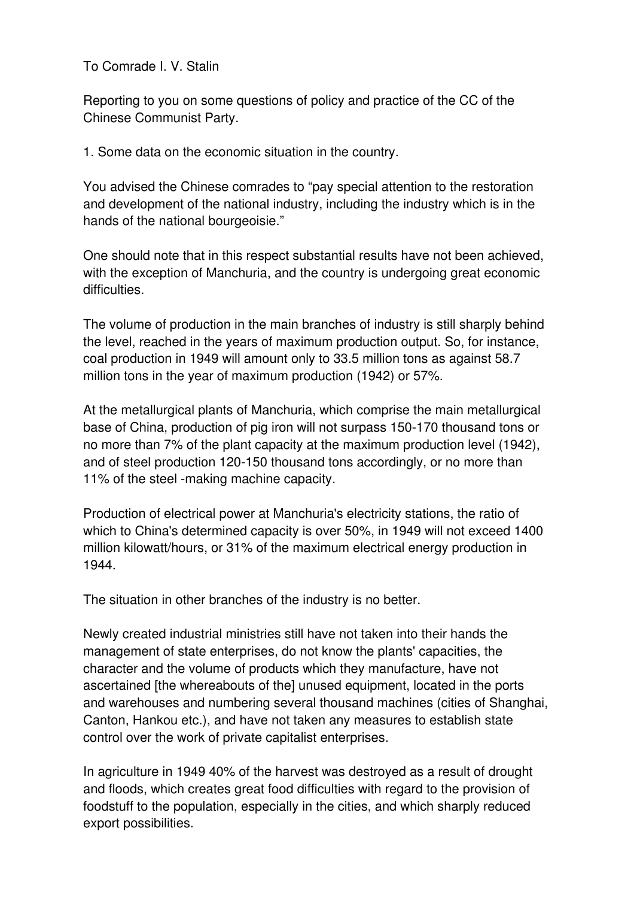To Comrade I. V. Stalin

Reporting to you on some questions of policy and practice of the CC of the Chinese Communist Party.

1. Some data on the economic situation in the country.

You advised the Chinese comrades to "pay special attention to the restoration and development of the national industry, including the industry which is in the hands of the national bourgeoisie."

One should note that in this respect substantial results have not been achieved, with the exception of Manchuria, and the country is undergoing great economic difficulties.

The volume of production in the main branches of industry is still sharply behind the level, reached in the years of maximum production output. So, for instance, coal production in 1949 will amount only to 33.5 million tons as against 58.7 million tons in the year of maximum production (1942) or 57%.

At the metallurgical plants of Manchuria, which comprise the main metallurgical base of China, production of pig iron will not surpass 150-170 thousand tons or no more than 7% of the plant capacity at the maximum production level (1942), and of steel production 120-150 thousand tons accordingly, or no more than 11% of the steel -making machine capacity.

Production of electrical power at Manchuria's electricity stations, the ratio of which to China's determined capacity is over 50%, in 1949 will not exceed 1400 million kilowatt/hours, or 31% of the maximum electrical energy production in 1944.

The situation in other branches of the industry is no better.

Newly created industrial ministries still have not taken into their hands the management of state enterprises, do not know the plants' capacities, the character and the volume of products which they manufacture, have not ascertained [the whereabouts of the] unused equipment, located in the ports and warehouses and numbering several thousand machines (cities of Shanghai, Canton, Hankou etc.), and have not taken any measures to establish state control over the work of private capitalist enterprises.

In agriculture in 1949 40% of the harvest was destroyed as a result of drought and floods, which creates great food difficulties with regard to the provision of foodstuff to the population, especially in the cities, and which sharply reduced export possibilities.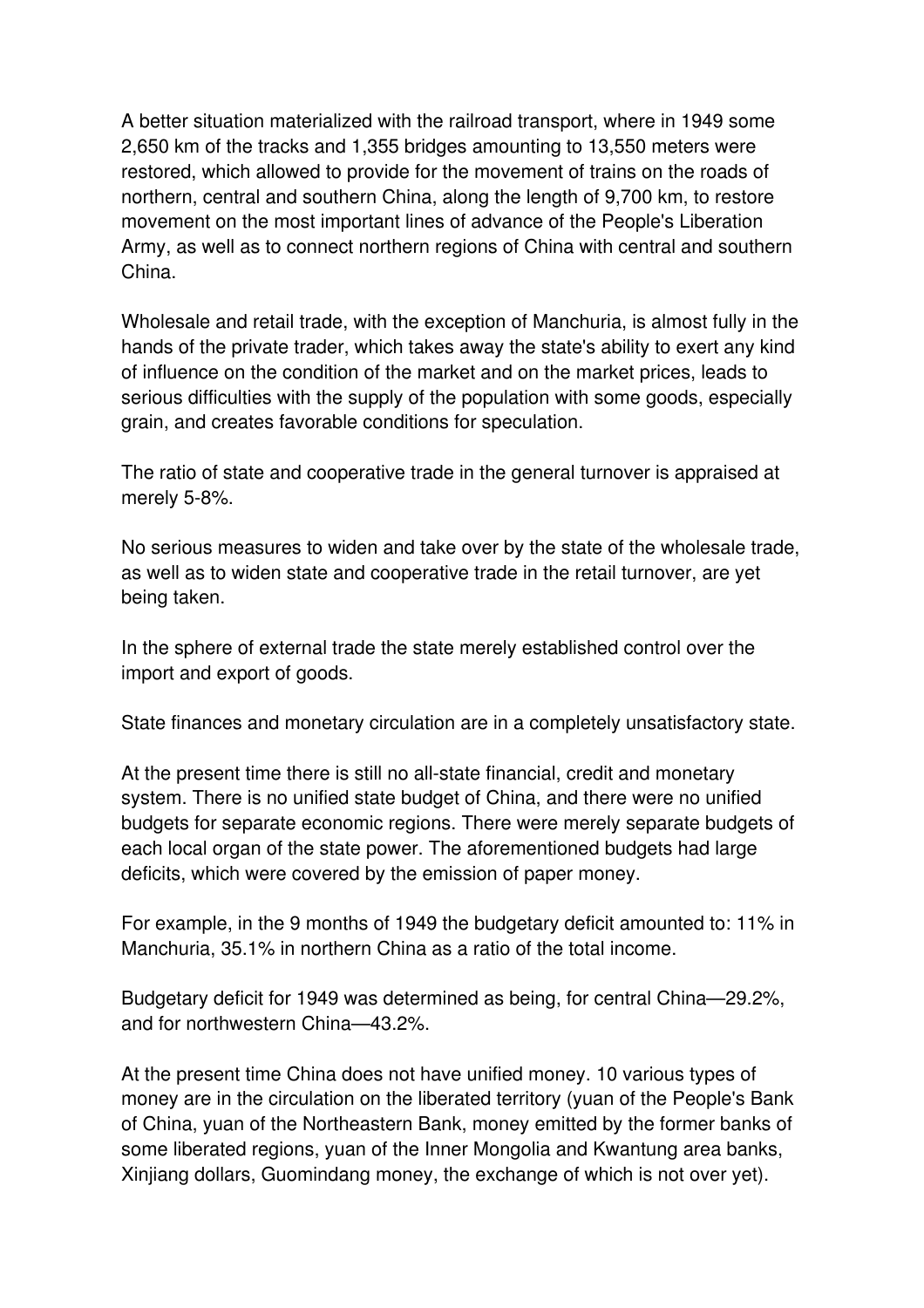A better situation materialized with the railroad transport, where in 1949 some 2,650 km of the tracks and 1,355 bridges amounting to 13,550 meters were restored, which allowed to provide for the movement of trains on the roads of northern, central and southern China, along the length of 9,700 km, to restore movement on the most important lines of advance of the People's Liberation Army, as well as to connect northern regions of China with central and southern China.

Wholesale and retail trade, with the exception of Manchuria, is almost fully in the hands of the private trader, which takes away the state's ability to exert any kind of influence on the condition of the market and on the market prices, leads to serious difficulties with the supply of the population with some goods, especially grain, and creates favorable conditions for speculation.

The ratio of state and cooperative trade in the general turnover is appraised at merely 5-8%.

No serious measures to widen and take over by the state of the wholesale trade, as well as to widen state and cooperative trade in the retail turnover, are yet being taken.

In the sphere of external trade the state merely established control over the import and export of goods.

State finances and monetary circulation are in a completely unsatisfactory state.

At the present time there is still no all-state financial, credit and monetary system. There is no unified state budget of China, and there were no unified budgets for separate economic regions. There were merely separate budgets of each local organ of the state power. The aforementioned budgets had large deficits, which were covered by the emission of paper money.

For example, in the 9 months of 1949 the budgetary deficit amounted to: 11% in Manchuria, 35.1% in northern China as a ratio of the total income.

Budgetary deficit for 1949 was determined as being, for central China—29.2%, and for northwestern China—43.2%.

At the present time China does not have unified money. 10 various types of money are in the circulation on the liberated territory (yuan of the People's Bank of China, yuan of the Northeastern Bank, money emitted by the former banks of some liberated regions, yuan of the Inner Mongolia and Kwantung area banks, Xinjiang dollars, Guomindang money, the exchange of which is not over yet).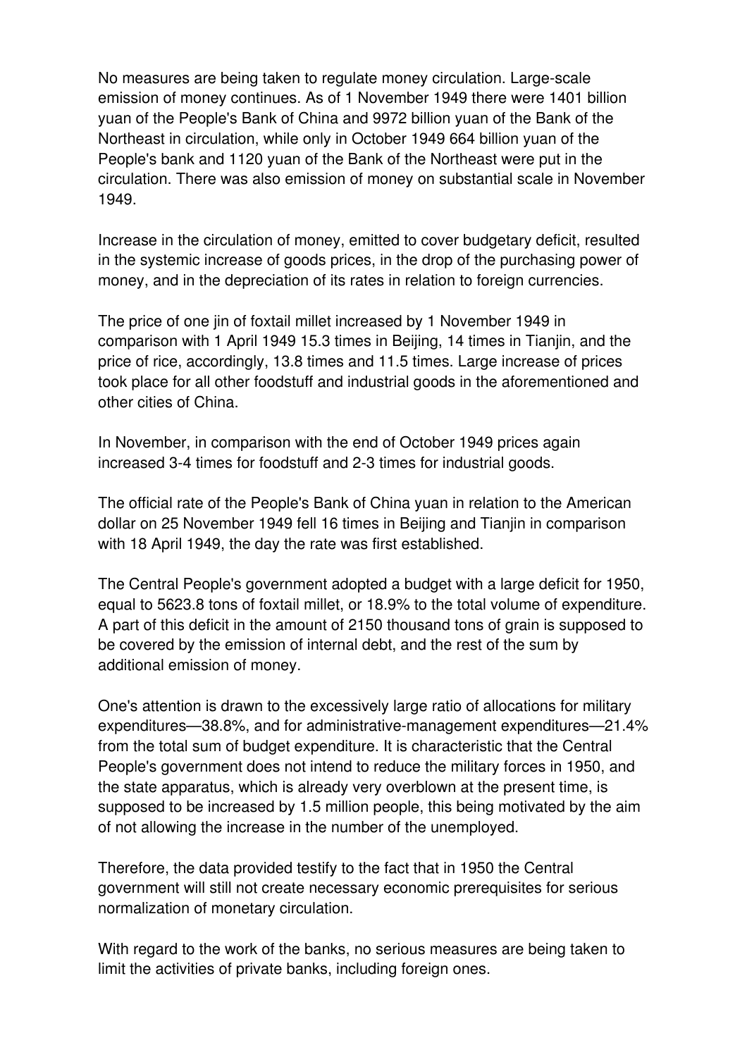No measures are being taken to regulate money circulation. Large-scale emission of money continues. As of 1 November 1949 there were 1401 billion yuan of the People's Bank of China and 9972 billion yuan of the Bank of the Northeast in circulation, while only in October 1949 664 billion yuan of the People's bank and 1120 yuan of the Bank of the Northeast were put in the circulation. There was also emission of money on substantial scale in November 1949.

Increase in the circulation of money, emitted to cover budgetary deficit, resulted in the systemic increase of goods prices, in the drop of the purchasing power of money, and in the depreciation of its rates in relation to foreign currencies.

The price of one jin of foxtail millet increased by 1 November 1949 in comparison with 1 April 1949 15.3 times in Beijing, 14 times in Tianjin, and the price of rice, accordingly, 13.8 times and 11.5 times. Large increase of prices took place for all other foodstuff and industrial goods in the aforementioned and other cities of China.

In November, in comparison with the end of October 1949 prices again increased 3-4 times for foodstuff and 2-3 times for industrial goods.

The official rate of the People's Bank of China yuan in relation to the American dollar on 25 November 1949 fell 16 times in Beijing and Tianjin in comparison with 18 April 1949, the day the rate was first established.

The Central People's government adopted a budget with a large deficit for 1950, equal to 5623.8 tons of foxtail millet, or 18.9% to the total volume of expenditure. A part of this deficit in the amount of 2150 thousand tons of grain is supposed to be covered by the emission of internal debt, and the rest of the sum by additional emission of money.

One's attention is drawn to the excessively large ratio of allocations for military expenditures—38.8%, and for administrative-management expenditures—21.4% from the total sum of budget expenditure. It is characteristic that the Central People's government does not intend to reduce the military forces in 1950, and the state apparatus, which is already very overblown at the present time, is supposed to be increased by 1.5 million people, this being motivated by the aim of not allowing the increase in the number of the unemployed.

Therefore, the data provided testify to the fact that in 1950 the Central government will still not create necessary economic prerequisites for serious normalization of monetary circulation.

With regard to the work of the banks, no serious measures are being taken to limit the activities of private banks, including foreign ones.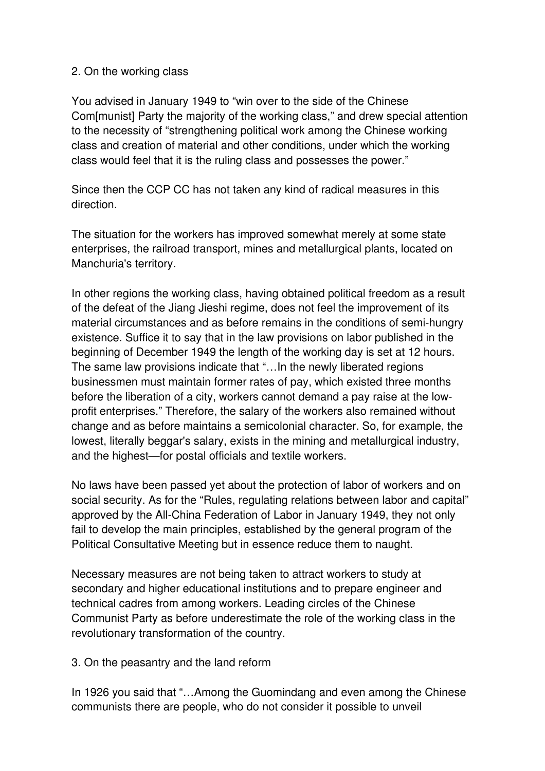2. On the working class

You advised in January 1949 to "win over to the side of the Chinese Com[munist] Party the majority of the working class," and drew special attention to the necessity of "strengthening political work among the Chinese working class and creation of material and other conditions, under which the working class would feel that it is the ruling class and possesses the power."

Since then the CCP CC has not taken any kind of radical measures in this direction.

The situation for the workers has improved somewhat merely at some state enterprises, the railroad transport, mines and metallurgical plants, located on Manchuria's territory.

In other regions the working class, having obtained political freedom as a result of the defeat of the Jiang Jieshi regime, does not feel the improvement of its material circumstances and as before remains in the conditions of semi-hungry existence. Suffice it to say that in the law provisions on labor published in the beginning of December 1949 the length of the working day is set at 12 hours. The same law provisions indicate that "…In the newly liberated regions businessmen must maintain former rates of pay, which existed three months before the liberation of a city, workers cannot demand a pay raise at the low-profit enterprises." Therefore, the salary of the workers also remained without change and as before maintains a semicolonial character. So, for example, the lowest, literally beggar's salary, exists in the mining and metallurgical industry, and the highest—for postal officials and textile workers.

No laws have been passed yet about the protection of labor of workers and on social security. As for the "Rules, regulating relations between labor and capital" approved by the All-China Federation of Labor in January 1949, they not only fail to develop the main principles, established by the general program of the Political Consultative Meeting but in essence reduce them to naught.

Necessary measures are not being taken to attract workers to study at secondary and higher educational institutions and to prepare engineer and technical cadres from among workers. Leading circles of the Chinese Communist Party as before underestimate the role of the working class in the revolutionary transformation of the country.

3. On the peasantry and the land reform

In 1926 you said that "…Among the Guomindang and even among the Chinese communists there are people, who do not consider it possible to unveil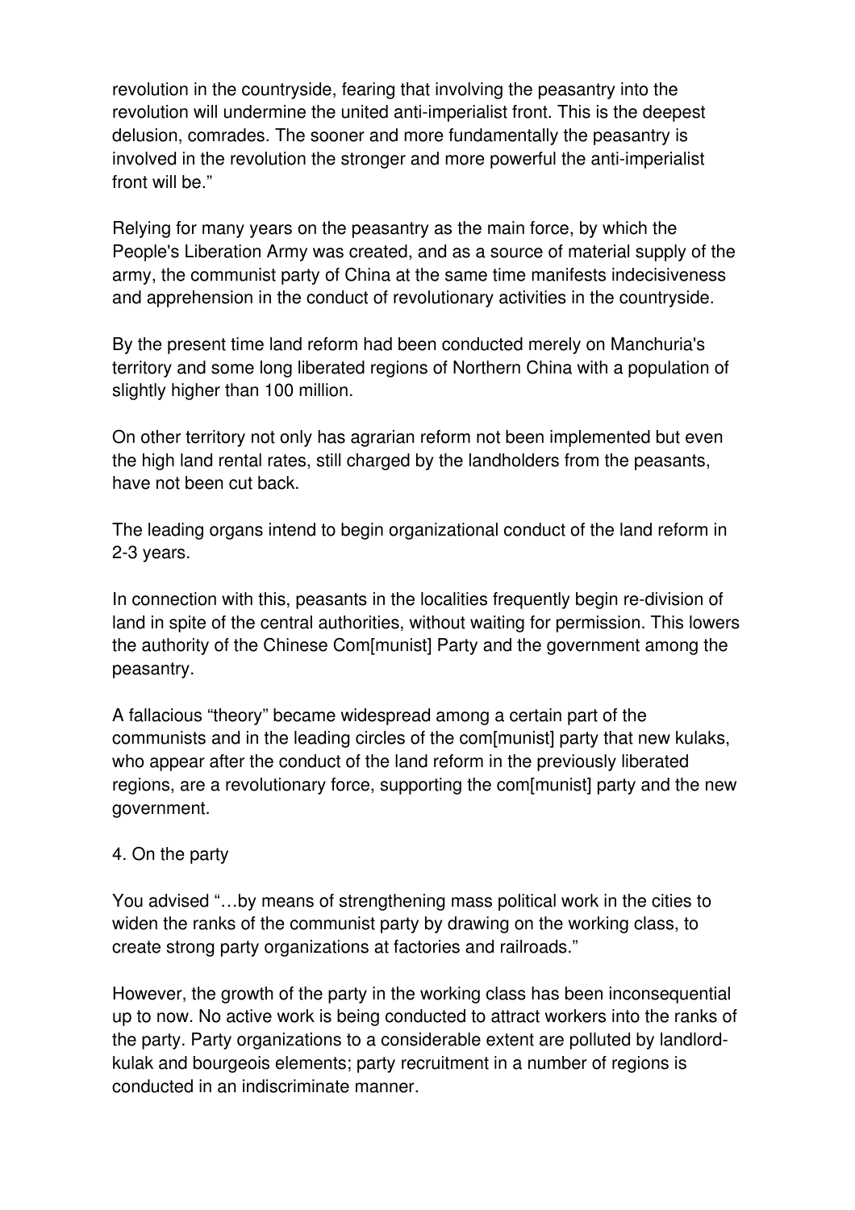revolution in the countryside, fearing that involving the peasantry into the revolution will undermine the united anti-imperialist front. This is the deepest delusion, comrades. The sooner and more fundamentally the peasantry is involved in the revolution the stronger and more powerful the anti-imperialist front will be."

Relying for many years on the peasantry as the main force, by which the People's Liberation Army was created, and as a source of material supply of the army, the communist party of China at the same time manifests indecisiveness and apprehension in the conduct of revolutionary activities in the countryside.

By the present time land reform had been conducted merely on Manchuria's territory and some long liberated regions of Northern China with a population of slightly higher than 100 million.

On other territory not only has agrarian reform not been implemented but even the high land rental rates, still charged by the landholders from the peasants, have not been cut back.

The leading organs intend to begin organizational conduct of the land reform in 2-3 years.

In connection with this, peasants in the localities frequently begin re-division of land in spite of the central authorities, without waiting for permission. This lowers the authority of the Chinese Com[munist] Party and the government among the peasantry.

A fallacious "theory" became widespread among a certain part of the communists and in the leading circles of the com[munist] party that new kulaks, who appear after the conduct of the land reform in the previously liberated regions, are a revolutionary force, supporting the com[munist] party and the new government.

4. On the party

You advised "…by means of strengthening mass political work in the cities to widen the ranks of the communist party by drawing on the working class, to create strong party organizations at factories and railroads."

However, the growth of the party in the working class has been inconsequential up to now. No active work is being conducted to attract workers into the ranks of the party. Party organizations to a considerable extent are polluted by landlord-kulak and bourgeois elements; party recruitment in a number of regions is conducted in an indiscriminate manner.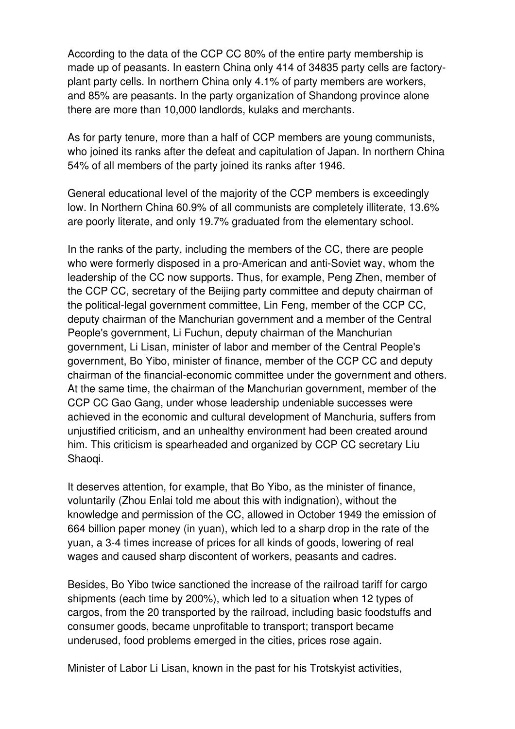According to the data of the CCP CC 80% of the entire party membership is made up of peasants. In eastern China only 414 of 34835 party cells are factory-plant party cells. In northern China only 4.1% of party members are workers, and 85% are peasants. In the party organization of Shandong province alone there are more than 10,000 landlords, kulaks and merchants.

As for party tenure, more than a half of CCP members are young communists, who joined its ranks after the defeat and capitulation of Japan. In northern China 54% of all members of the party joined its ranks after 1946.

General educational level of the majority of the CCP members is exceedingly low. In Northern China 60.9% of all communists are completely illiterate, 13.6% are poorly literate, and only 19.7% graduated from the elementary school.

In the ranks of the party, including the members of the CC, there are people who were formerly disposed in a pro-American and anti-Soviet way, whom the leadership of the CC now supports. Thus, for example, Peng Zhen, member of the CCP CC, secretary of the Beijing party committee and deputy chairman of the political-legal government committee, Lin Feng, member of the CCP CC, deputy chairman of the Manchurian government and a member of the Central People's government, Li Fuchun, deputy chairman of the Manchurian government, Li Lisan, minister of labor and member of the Central People's government, Bo Yibo, minister of finance, member of the CCP CC and deputy chairman of the financial-economic committee under the government and others. At the same time, the chairman of the Manchurian government, member of the CCP CC Gao Gang, under whose leadership undeniable successes were achieved in the economic and cultural development of Manchuria, suffers from unjustified criticism, and an unhealthy environment had been created around him. This criticism is spearheaded and organized by CCP CC secretary Liu Shaoqi.

It deserves attention, for example, that Bo Yibo, as the minister of finance, voluntarily (Zhou Enlai told me about this with indignation), without the knowledge and permission of the CC, allowed in October 1949 the emission of 664 billion paper money (in yuan), which led to a sharp drop in the rate of the yuan, a 3-4 times increase of prices for all kinds of goods, lowering of real wages and caused sharp discontent of workers, peasants and cadres.

Besides, Bo Yibo twice sanctioned the increase of the railroad tariff for cargo shipments (each time by 200%), which led to a situation when 12 types of cargos, from the 20 transported by the railroad, including basic foodstuffs and consumer goods, became unprofitable to transport; transport became underused, food problems emerged in the cities, prices rose again.

Minister of Labor Li Lisan, known in the past for his Trotskyist activities,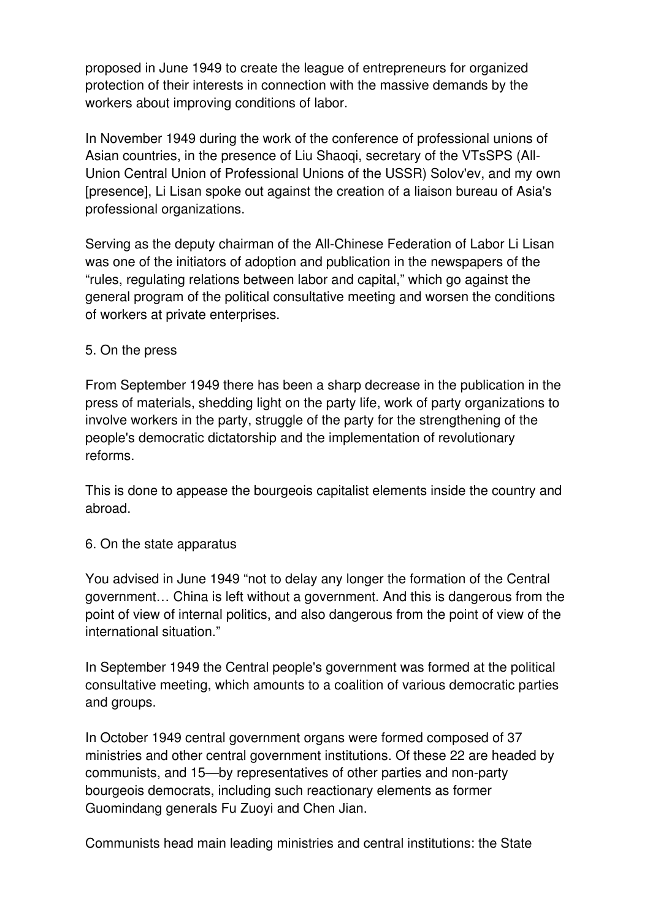proposed in June 1949 to create the league of entrepreneurs for organized protection of their interests in connection with the massive demands by the workers about improving conditions of labor.

In November 1949 during the work of the conference of professional unions of Asian countries, in the presence of Liu Shaoqi, secretary of the VTsSPS (All-Union Central Union of Professional Unions of the USSR) Solov'ev, and my own [presence], Li Lisan spoke out against the creation of a liaison bureau of Asia's professional organizations.

Serving as the deputy chairman of the All-Chinese Federation of Labor Li Lisan was one of the initiators of adoption and publication in the newspapers of the "rules, regulating relations between labor and capital," which go against the general program of the political consultative meeting and worsen the conditions of workers at private enterprises.

5. On the press

From September 1949 there has been a sharp decrease in the publication in the press of materials, shedding light on the party life, work of party organizations to involve workers in the party, struggle of the party for the strengthening of the people's democratic dictatorship and the implementation of revolutionary reforms.

This is done to appease the bourgeois capitalist elements inside the country and abroad.

6. On the state apparatus

You advised in June 1949 "not to delay any longer the formation of the Central government… China is left without a government. And this is dangerous from the point of view of internal politics, and also dangerous from the point of view of the international situation."

In September 1949 the Central people's government was formed at the political consultative meeting, which amounts to a coalition of various democratic parties and groups.

In October 1949 central government organs were formed composed of 37 ministries and other central government institutions. Of these 22 are headed by communists, and 15—by representatives of other parties and non-party bourgeois democrats, including such reactionary elements as former Guomindang generals Fu Zuoyi and Chen Jian.

Communists head main leading ministries and central institutions: the State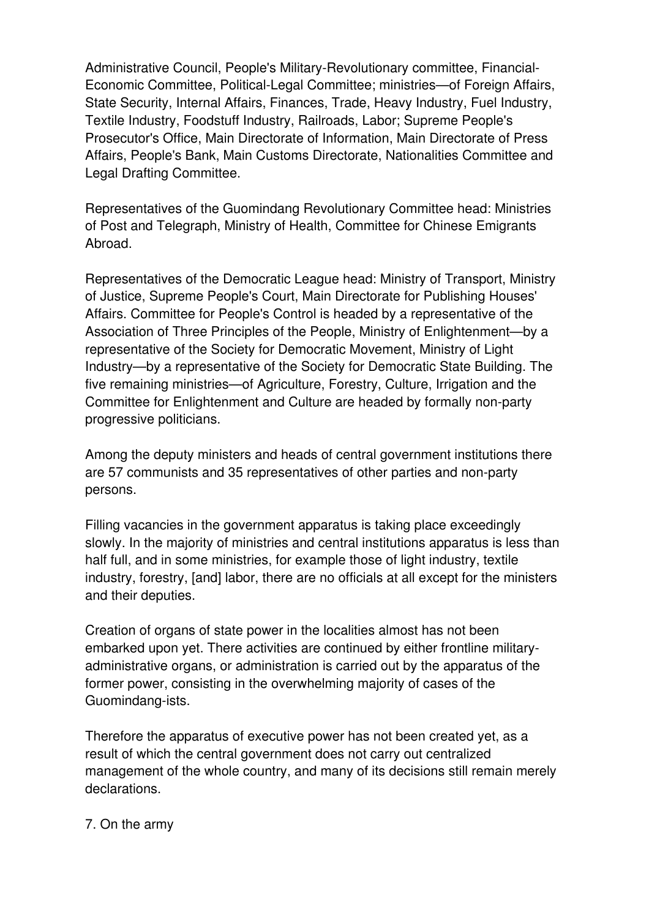Administrative Council, People's Military-Revolutionary committee, Financial-Economic Committee, Political-Legal Committee; ministries—of Foreign Affairs, State Security, Internal Affairs, Finances, Trade, Heavy Industry, Fuel Industry, Textile Industry, Foodstuff Industry, Railroads, Labor; Supreme People's Prosecutor's Office, Main Directorate of Information, Main Directorate of Press Affairs, People's Bank, Main Customs Directorate, Nationalities Committee and Legal Drafting Committee.

Representatives of the Guomindang Revolutionary Committee head: Ministries of Post and Telegraph, Ministry of Health, Committee for Chinese Emigrants Abroad.

Representatives of the Democratic League head: Ministry of Transport, Ministry of Justice, Supreme People's Court, Main Directorate for Publishing Houses' Affairs. Committee for People's Control is headed by a representative of the Association of Three Principles of the People, Ministry of Enlightenment—by a representative of the Society for Democratic Movement, Ministry of Light Industry—by a representative of the Society for Democratic State Building. The five remaining ministries—of Agriculture, Forestry, Culture, Irrigation and the Committee for Enlightenment and Culture are headed by formally non-party progressive politicians.

Among the deputy ministers and heads of central government institutions there are 57 communists and 35 representatives of other parties and non-party persons.

Filling vacancies in the government apparatus is taking place exceedingly slowly. In the majority of ministries and central institutions apparatus is less than half full, and in some ministries, for example those of light industry, textile industry, forestry, [and] labor, there are no officials at all except for the ministers and their deputies.

Creation of organs of state power in the localities almost has not been embarked upon yet. There activities are continued by either frontline military-administrative organs, or administration is carried out by the apparatus of the former power, consisting in the overwhelming majority of cases of the Guomindang-ists.

Therefore the apparatus of executive power has not been created yet, as a result of which the central government does not carry out centralized management of the whole country, and many of its decisions still remain merely declarations.

7. On the army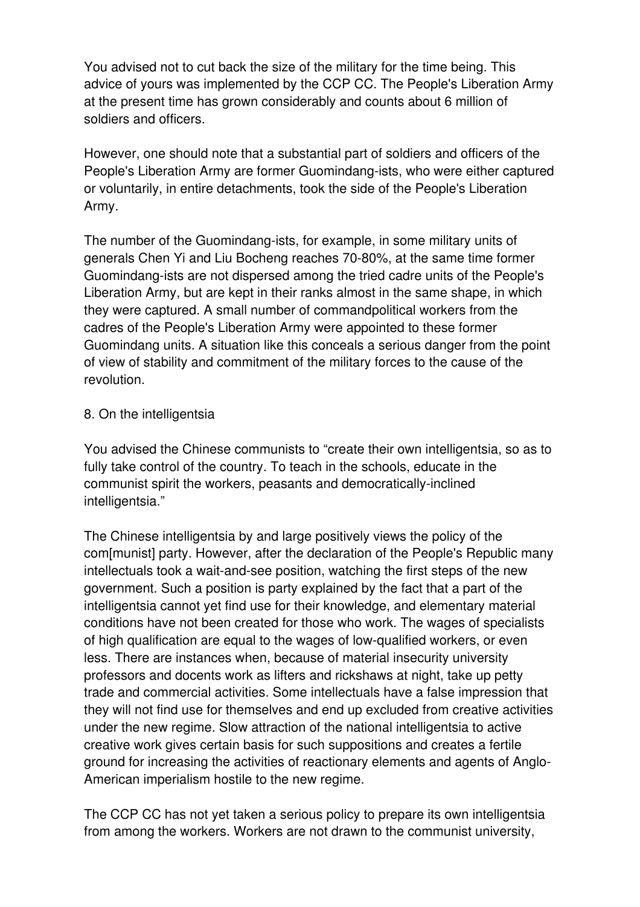You advised not to cut back the size of the military for the time being. This advice of yours was implemented by the CCP CC. The People's Liberation Army at the present time has grown considerably and counts about 6 million of soldiers and officers.

However, one should note that a substantial part of soldiers and officers of the People's Liberation Army are former Guomindang-ists, who were either captured or voluntarily, in entire detachments, took the side of the People's Liberation Army.

The number of the Guomindang-ists, for example, in some military units of generals Chen Yi and Liu Bocheng reaches 70-80%, at the same time former Guomindang-ists are not dispersed among the tried cadre units of the People's Liberation Army, but are kept in their ranks almost in the same shape, in which they were captured. A small number of commandpolitical workers from the cadres of the People's Liberation Army were appointed to these former Guomindang units. A situation like this conceals a serious danger from the point of view of stability and commitment of the military forces to the cause of the revolution.

8. On the intelligentsia

You advised the Chinese communists to "create their own intelligentsia, so as to fully take control of the country. To teach in the schools, educate in the communist spirit the workers, peasants and democratically-inclined intelligentsia."

The Chinese intelligentsia by and large positively views the policy of the com[munist] party. However, after the declaration of the People's Republic many intellectuals took a wait-and-see position, watching the first steps of the new government. Such a position is party explained by the fact that a part of the intelligentsia cannot yet find use for their knowledge, and elementary material conditions have not been created for those who work. The wages of specialists of high qualification are equal to the wages of low-qualified workers, or even less. There are instances when, because of material insecurity university professors and docents work as lifters and rickshaws at night, take up petty trade and commercial activities. Some intellectuals have a false impression that they will not find use for themselves and end up excluded from creative activities under the new regime. Slow attraction of the national intelligentsia to active creative work gives certain basis for such suppositions and creates a fertile ground for increasing the activities of reactionary elements and agents of Anglo-American imperialism hostile to the new regime.

The CCP CC has not yet taken a serious policy to prepare its own intelligentsia from among the workers. Workers are not drawn to the communist university,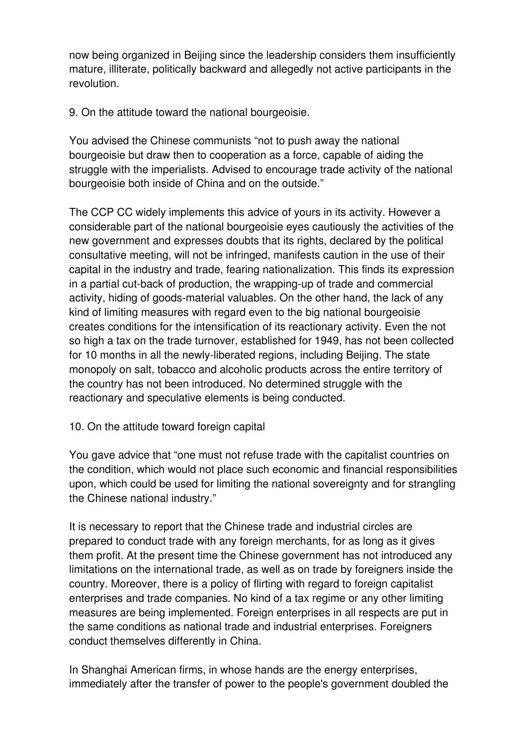now being organized in Beijing since the leadership considers them insufficiently mature, illiterate, politically backward and allegedly not active participants in the revolution.

9. On the attitude toward the national bourgeoisie.

You advised the Chinese communists "not to push away the national bourgeoisie but draw then to cooperation as a force, capable of aiding the struggle with the imperialists. Advised to encourage trade activity of the national bourgeoisie both inside of China and on the outside."

The CCP CC widely implements this advice of yours in its activity. However a considerable part of the national bourgeoisie eyes cautiously the activities of the new government and expresses doubts that its rights, declared by the political consultative meeting, will not be infringed, manifests caution in the use of their capital in the industry and trade, fearing nationalization. This finds its expression in a partial cut-back of production, the wrapping-up of trade and commercial activity, hiding of goods-material valuables. On the other hand, the lack of any kind of limiting measures with regard even to the big national bourgeoisie creates conditions for the intensification of its reactionary activity. Even the not so high a tax on the trade turnover, established for 1949, has not been collected for 10 months in all the newly-liberated regions, including Beijing. The state monopoly on salt, tobacco and alcoholic products across the entire territory of the country has not been introduced. No determined struggle with the reactionary and speculative elements is being conducted.

10. On the attitude toward foreign capital

You gave advice that "one must not refuse trade with the capitalist countries on the condition, which would not place such economic and financial responsibilities upon, which could be used for limiting the national sovereignty and for strangling the Chinese national industry."

It is necessary to report that the Chinese trade and industrial circles are prepared to conduct trade with any foreign merchants, for as long as it gives them profit. At the present time the Chinese government has not introduced any limitations on the international trade, as well as on trade by foreigners inside the country. Moreover, there is a policy of flirting with regard to foreign capitalist enterprises and trade companies. No kind of a tax regime or any other limiting measures are being implemented. Foreign enterprises in all respects are put in the same conditions as national trade and industrial enterprises. Foreigners conduct themselves differently in China.

In Shanghai American firms, in whose hands are the energy enterprises, immediately after the transfer of power to the people's government doubled the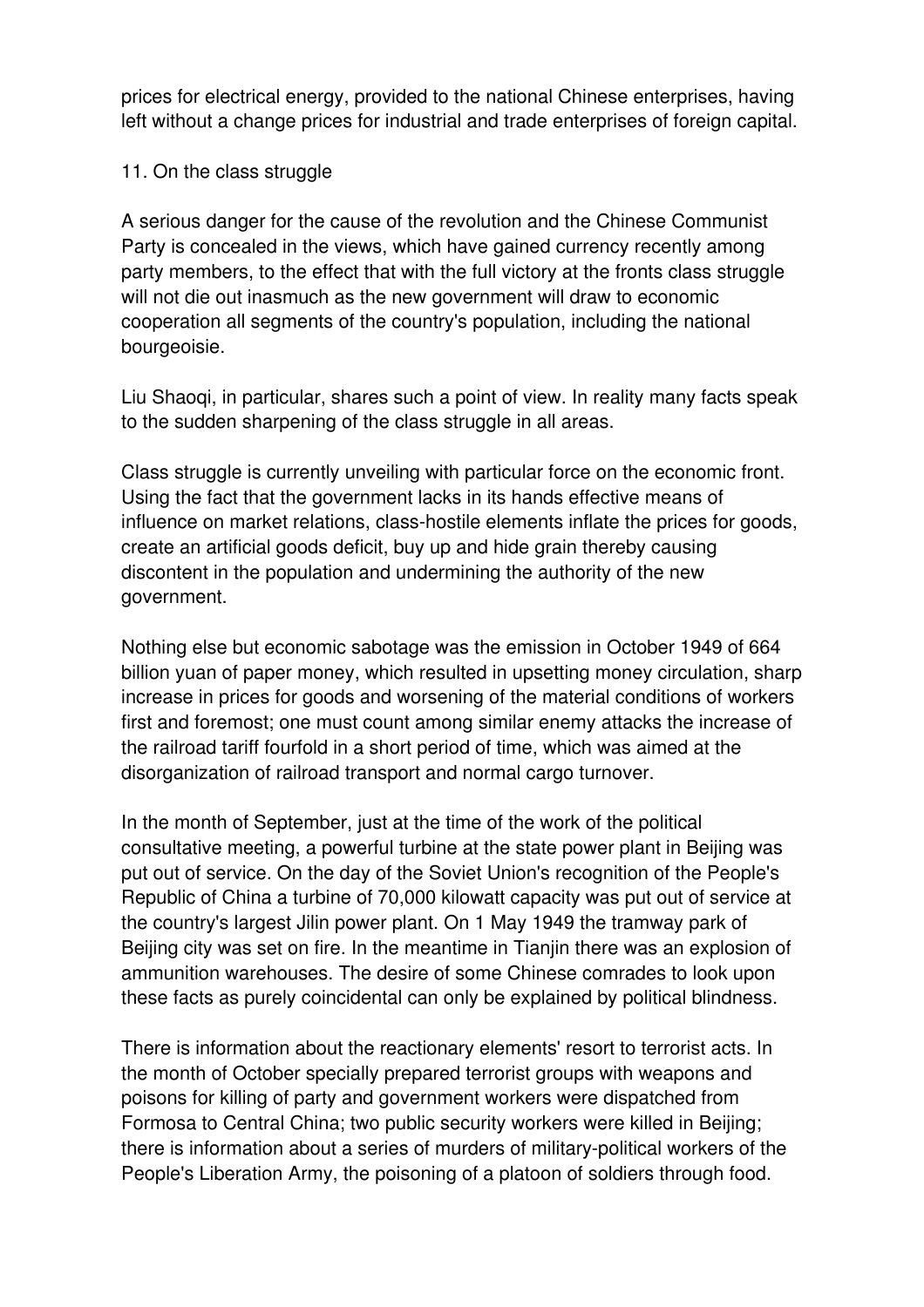prices for electrical energy, provided to the national Chinese enterprises, having left without a change prices for industrial and trade enterprises of foreign capital.

## 11. On the class struggle

A serious danger for the cause of the revolution and the Chinese Communist Party is concealed in the views, which have gained currency recently among party members, to the effect that with the full victory at the fronts class struggle will not die out inasmuch as the new government will draw to economic cooperation all segments of the country's population, including the national bourgeoisie.

Liu Shaoqi, in particular, shares such a point of view. In reality many facts speak to the sudden sharpening of the class struggle in all areas.

Class struggle is currently unveiling with particular force on the economic front. Using the fact that the government lacks in its hands effective means of influence on market relations, class-hostile elements inflate the prices for goods, create an artificial goods deficit, buy up and hide grain thereby causing discontent in the population and undermining the authority of the new government.

Nothing else but economic sabotage was the emission in October 1949 of 664 billion yuan of paper money, which resulted in upsetting money circulation, sharp increase in prices for goods and worsening of the material conditions of workers first and foremost; one must count among similar enemy attacks the increase of the railroad tariff fourfold in a short period of time, which was aimed at the disorganization of railroad transport and normal cargo turnover.

In the month of September, just at the time of the work of the political consultative meeting, a powerful turbine at the state power plant in Beijing was put out of service. On the day of the Soviet Union's recognition of the People's Republic of China a turbine of 70,000 kilowatt capacity was put out of service at the country's largest Jilin power plant. On 1 May 1949 the tramway park of Beijing city was set on fire. In the meantime in Tianjin there was an explosion of ammunition warehouses. The desire of some Chinese comrades to look upon these facts as purely coincidental can only be explained by political blindness.

There is information about the reactionary elements' resort to terrorist acts. In the month of October specially prepared terrorist groups with weapons and poisons for killing of party and government workers were dispatched from Formosa to Central China; two public security workers were killed in Beijing; there is information about a series of murders of military-political workers of the People's Liberation Army, the poisoning of a platoon of soldiers through food.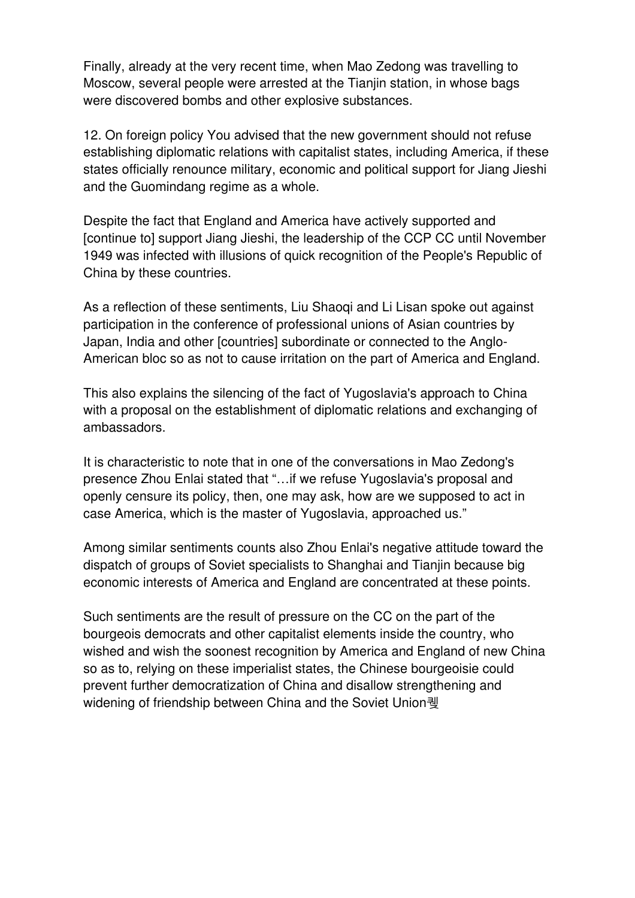Finally, already at the very recent time, when Mao Zedong was travelling to Moscow, several people were arrested at the Tianjin station, in whose bags were discovered bombs and other explosive substances.

12. On foreign policy You advised that the new government should not refuse establishing diplomatic relations with capitalist states, including America, if these states officially renounce military, economic and political support for Jiang Jieshi and the Guomindang regime as a whole.

Despite the fact that England and America have actively supported and [continue to] support Jiang Jieshi, the leadership of the CCP CC until November 1949 was infected with illusions of quick recognition of the People's Republic of China by these countries.

As a reflection of these sentiments, Liu Shaoqi and Li Lisan spoke out against participation in the conference of professional unions of Asian countries by Japan, India and other [countries] subordinate or connected to the Anglo-American bloc so as not to cause irritation on the part of America and England.

This also explains the silencing of the fact of Yugoslavia's approach to China with a proposal on the establishment of diplomatic relations and exchanging of ambassadors.

It is characteristic to note that in one of the conversations in Mao Zedong's presence Zhou Enlai stated that "…if we refuse Yugoslavia's proposal and openly censure its policy, then, one may ask, how are we supposed to act in case America, which is the master of Yugoslavia, approached us."

Among similar sentiments counts also Zhou Enlai's negative attitude toward the dispatch of groups of Soviet specialists to Shanghai and Tianjin because big economic interests of America and England are concentrated at these points.

Such sentiments are the result of pressure on the CC on the part of the bourgeois democrats and other capitalist elements inside the country, who wished and wish the soonest recognition by America and England of new China so as to, relying on these imperialist states, the Chinese bourgeoisie could prevent further democratization of China and disallow strengthening and widening of friendship between China and the Soviet Union췓